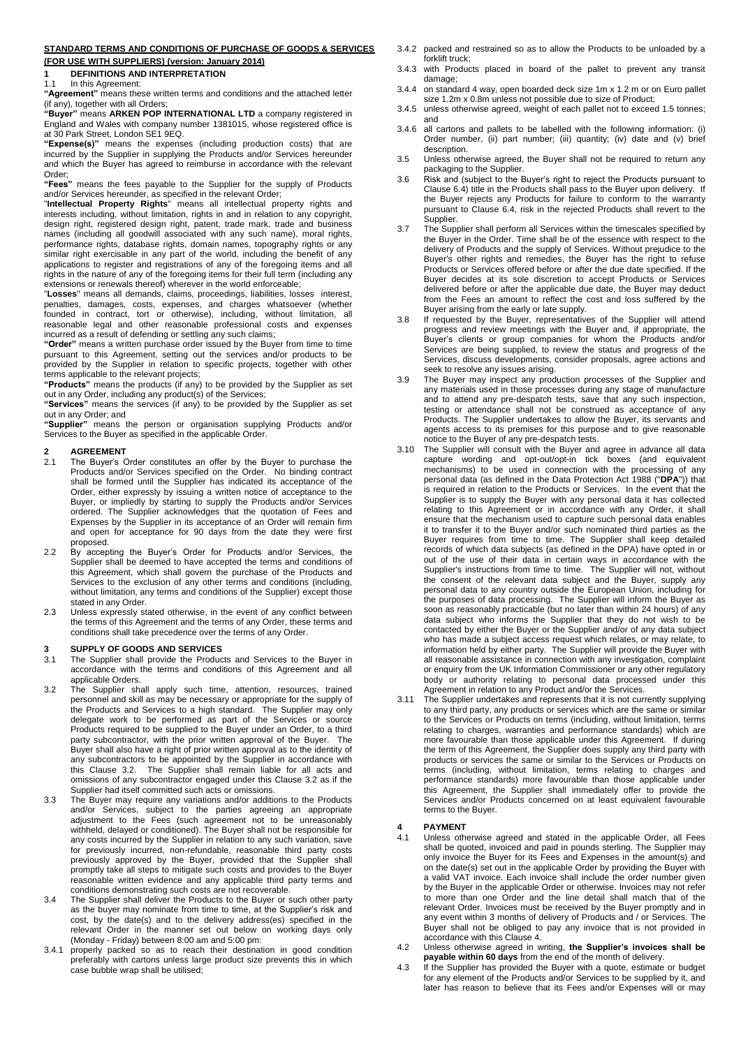**STANDARD TERMS AND CONDITIONS OF PURCHASE OF GOODS & SERVICES (FOR USE WITH SUPPLIERS) (version: January 2014)**

## 1 DEFINITIONS AND INTERPRETATION

1.1 In this Agreement:

**"Agreement"** means these written terms and conditions and the attached letter (if any), together with all Orders;

**"Buyer"** means **ARKEN POP INTERNATIONAL LTD** a company registered in England and Wales with company number 1381015, whose registered office is at 30 Park Street, London SE1 9EQ.

**"Expense(s)"** means the expenses (including production costs) that are incurred by the Supplier in supplying the Products and/or Services hereunder and which the Buyer has agreed to reimburse in accordance with the relevant Order;

**"Fees"** means the fees payable to the Supplier for the supply of Products and/or Services hereunder, as specified in the relevant Order;

"**Intellectual Property Rights**" means all intellectual property rights and interests including, without limitation, rights in and in relation to any copyright, design right, registered design right, patent, trade mark, trade and business names (including all goodwill associated with any such name), moral rights, performance rights, database rights, domain names, topography rights or any similar right exercisable in any part of the world, including the benefit of any applications to register and registrations of any of the foregoing items and all rights in the nature of any of the foregoing items for their full term (including any extensions or renewals thereof) wherever in the world enforceable;

"**Losses**" means all demands, claims, proceedings, liabilities, losses interest, penalties, damages, costs, expenses, and charges whatsoever (whether founded in contract, tort or otherwise), including, without limitation, all reasonable legal and other reasonable professional costs and expenses incurred as a result of defending or settling any such claims;

**"Order"** means a written purchase order issued by the Buyer from time to time pursuant to this Agreement, setting out the services and/or products to be provided by the Supplier in relation to specific projects, together with other terms applicable to the relevant projects;

**"Products"** means the products (if any) to be provided by the Supplier as set out in any Order, including any product(s) of the Services;

**"Services"** means the services (if any) to be provided by the Supplier as set out in any Order; and

**"Supplier"** means the person or organisation supplying Products and/or Services to the Buyer as specified in the applicable Order.

## 2 AGREEMENT

2.1 The Buyer's Order constitutes an offer by the Buyer to purchase the Products and/or Services specified on the Order. No binding contract shall be formed until the Supplier has indicated its acceptance of the Order, either expressly by issuing a written notice of acceptance to the Buyer, or impliedly by starting to supply the Products and/or Services ordered. The Supplier acknowledges that the quotation of Fees and Expenses by the Supplier in its acceptance of an Order will remain firm and open for acceptance for 90 days from the date they were first proposed.

2.2 By accepting the Buyer's Order for Products and/or Services, the Supplier shall be deemed to have accepted the terms and conditions of this Agreement, which shall govern the purchase of the Products and Services to the exclusion of any other terms and conditions (including, without limitation, any terms and conditions of the Supplier) except those stated in any Order.

2.3 Unless expressly stated otherwise, in the event of any conflict between the terms of this Agreement and the terms of any Order, these terms and conditions shall take precedence over the terms of any Order.

## 3 SUPPLY OF GOODS AND SERVICES

3.1 The Supplier shall provide the Products and Services to the Buyer in accordance with the terms and conditions of this Agreement and all applicable Orders.

3.2 The Supplier shall apply such time, attention, resources, trained personnel and skill as may be necessary or appropriate for the supply of the Products and Services to a high standard. The Supplier may only delegate work to be performed as part of the Services or source Products required to be supplied to the Buyer under an Order, to a third party subcontractor, with the prior written approval of the Buyer. The Buyer shall also have a right of prior written approval as to the identity of any subcontractors to be appointed by the Supplier in accordance with this Clause 3.2. The Supplier shall remain liable for all acts and omissions of any subcontractor engaged under this Clause 3.2 as if the Supplier had itself committed such acts or omissions.

3.3 The Buyer may require any variations and/or additions to the Products and/or Services, subject to the parties agreeing an appropriate adjustment to the Fees (such agreement not to be unreasonably withheld, delayed or conditioned). The Buyer shall not be responsible for any costs incurred by the Supplier in relation to any such variation, save for previously incurred, non-refundable, reasonable third party costs previously approved by the Buyer, provided that the Supplier shall promptly take all steps to mitigate such costs and provides to the Buyer reasonable written evidence and any applicable third party terms and conditions demonstrating such costs are not recoverable.

3.4 The Supplier shall deliver the Products to the Buyer or such other party as the buyer may nominate from time to time, at the Supplier's risk and cost, by the date(s) and to the delivery address(es) specified in the relevant Order in the manner set out below on working days only (Monday - Friday) between 8:00 am and 5:00 pm:

3.4.1 properly packed so as to reach their destination in good condition preferably with cartons unless large product size prevents this in which case bubble wrap shall be utilised;

3.4.2 packed and restrained so as to allow the Products to be unloaded by a forklift truck;

3.4.3 with Products placed in board of the pallet to prevent any transit damage;

3.4.4 on standard 4 way, open boarded deck size 1m x 1.2 m or on Euro pallet size 1.2m x 0.8m unless not possible due to size of Product;

3.4.5 unless otherwise agreed, weight of each pallet not to exceed 1.5 tonnes; and

3.4.6 all cartons and pallets to be labelled with the following information: (i) Order number, (ii) part number; (iii) quantity; (iv) date and (v) brief description.

3.5 Unless otherwise agreed, the Buyer shall not be required to return any packaging to the Supplier.

3.6 Risk and (subject to the Buyer's right to reject the Products pursuant to Clause 6.4) title in the Products shall pass to the Buyer upon delivery. If the Buyer rejects any Products for failure to conform to the warranty pursuant to Clause 6.4, risk in the rejected Products shall revert to the Supplier.

3.7 The Supplier shall perform all Services within the timescales specified by the Buyer in the Order. Time shall be of the essence with respect to the delivery of Products and the supply of Services. Without prejudice to the Buyer's other rights and remedies, the Buyer has the right to refuse Products or Services offered before or after the due date specified. If the Buyer decides at its sole discretion to accept Products or Services delivered before or after the applicable due date, the Buyer may deduct from the Fees an amount to reflect the cost and loss suffered by the Buyer arising from the early or late supply.

3.8 If requested by the Buyer, representatives of the Supplier will attend progress and review meetings with the Buyer and, if appropriate, the Buyer's clients or group companies for whom the Products and/or Services are being supplied, to review the status and progress of the Services, discuss developments, consider proposals, agree actions and seek to resolve any issues arising.

3.9 The Buyer may inspect any production processes of the Supplier and any materials used in those processes during any stage of manufacture and to attend any pre-despatch tests, save that any such inspection, testing or attendance shall not be construed as acceptance of any Products. The Supplier undertakes to allow the Buyer, its servants and agents access to its premises for this purpose and to give reasonable notice to the Buyer of any pre-despatch tests.

3.10 The Supplier will consult with the Buyer and agree in advance all data capture wording and opt-out/opt-in tick boxes (and equivalent mechanisms) to be used in connection with the processing of any personal data (as defined in the Data Protection Act 1988 ("**DPA**")) that is required in relation to the Products or Services. In the event that the Supplier is to supply the Buyer with any personal data it has collected relating to this Agreement or in accordance with any Order, it shall ensure that the mechanism used to capture such personal data enables it to transfer it to the Buyer and/or such nominated third parties as the Buyer requires from time to time. The Supplier shall keep detailed records of which data subjects (as defined in the DPA) have opted in or out of the use of their data in certain ways in accordance with the Supplier's instructions from time to time. The Supplier will not, without the consent of the relevant data subject and the Buyer, supply any personal data to any country outside the European Union, including for the purposes of data processing. The Supplier will inform the Buyer as soon as reasonably practicable (but no later than within 24 hours) of any data subject who informs the Supplier that they do not wish to be contacted by either the Buyer or the Supplier and/or of any data subject who has made a subject access request which relates, or may relate, to information held by either party. The Supplier will provide the Buyer with all reasonable assistance in connection with any investigation, complaint or enquiry from the UK Information Commissioner or any other regulatory body or authority relating to personal data processed under this Agreement in relation to any Product and/or the Services.

3.11 The Supplier undertakes and represents that it is not currently supplying to any third party, any products or services which are the same or similar to the Services or Products on terms (including, without limitation, terms relating to charges, warranties and performance standards) which are more favourable than those applicable under this Agreement. If during the term of this Agreement, the Supplier does supply any third party with products or services the same or similar to the Services or Products on terms (including, without limitation, terms relating to charges and performance standards) more favourable than those applicable under this Agreement, the Supplier shall immediately offer to provide the Services and/or Products concerned on at least equivalent favourable terms to the Buyer.

## 4 PAYMENT

4.1 Unless otherwise agreed and stated in the applicable Order, all Fees shall be quoted, invoiced and paid in pounds sterling. The Supplier may only invoice the Buyer for its Fees and Expenses in the amount(s) and on the date(s) set out in the applicable Order by providing the Buyer with a valid VAT invoice. Each invoice shall include the order number given by the Buyer in the applicable Order or otherwise. Invoices may not refer to more than one Order and the line detail shall match that of the relevant Order. Invoices must be received by the Buyer promptly and in any event within 3 months of delivery of Products and / or Services. The Buyer shall not be obliged to pay any invoice that is not provided in accordance with this Clause 4.

4.2 Unless otherwise agreed in writing, **the Supplier's invoices shall be payable within 60 days** from the end of the month of delivery.

4.3 If the Supplier has provided the Buyer with a quote, estimate or budget for any element of the Products and/or Services to be supplied by it, and later has reason to believe that its Fees and/or Expenses will or may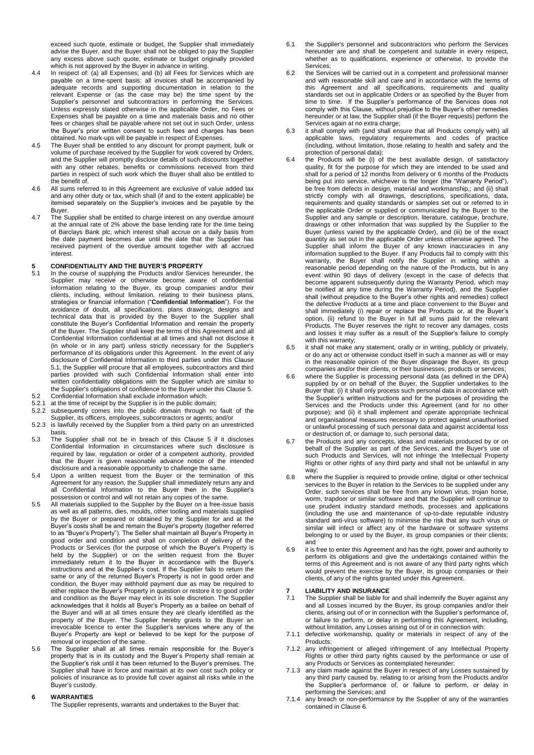exceed such quote, estimate or budget, the Supplier shall immediately advise the Buyer, and the Buyer shall not be obliged to pay the Supplier any excess above such quote, estimate or budget originally provided which is not approved by the Buyer in advance in writing.

4.4 In respect of: (a) all Expenses; and (b) all Fees for Services which are payable on a time-spent basis: all invoices shall be accompanied by adequate records and supporting documentation in relation to the relevant Expense or (as the case may be) the time spent by the Supplier's personnel and subcontractors in performing the Services. Unless expressly stated otherwise in the applicable Order, no Fees or Expenses shall be payable on a time and materials basis and no other fees or charges shall be payable where not set out in such Order, unless the Buyer's prior written consent to such fees and charges has been obtained. No mark-ups will be payable in respect of Expenses.

4.5 The Buyer shall be entitled to any discount for prompt payment, bulk or volume of purchase received by the Supplier for work covered by Orders, and the Supplier will promptly disclose details of such discounts together with any other rebates, benefits or commissions received from third parties in respect of such work which the Buyer shall also be entitled to the benefit of.

4.6 All sums referred to in this Agreement are exclusive of value added tax and any other duty or tax, which shall (if and to the extent applicable) be itemised separately on the Supplier's invoices and be payable by the Buyer.

4.7 The Supplier shall be entitled to charge interest on any overdue amount at the annual rate of 2% above the base lending rate for the time being of Barclays Bank plc, which interest shall accrue on a daily basis from the date payment becomes due until the date that the Supplier has received payment of the overdue amount together with all accrued interest.

## 5 CONFIDENTIALITY AND THE BUYER'S PROPERTY

5.1 In the course of supplying the Products and/or Services hereunder, the Supplier may receive or otherwise become aware of confidential information relating to the Buyer, its group companies and/or their clients, including, without limitation, relating to their business plans, strategies or financial information ("**Confidential Information**"). For the avoidance of doubt, all specifications, plans drawings, designs and technical data that is provided by the Buyer to the Supplier shall constitute the Buyer's Confidential Information and remain the property of the Buyer. The Supplier shall keep the terms of this Agreement and all Confidential Information confidential at all times and shall not disclose it (in whole or in any part) unless strictly necessary for the Supplier's performance of its obligations under this Agreement. In the event of any disclosure of Confidential Information to third parties under this Clause 5.1, the Supplier will procure that all employees, subcontractors and third parties provided with such Confidential Information shall enter into written confidentiality obligations with the Supplier which are similar to the Supplier's obligations of confidence to the Buyer under this Clause 5.

5.2 Confidential Information shall exclude information which:

5.2.1 at the time of receipt by the Supplier is in the public domain;

5.2.2 subsequently comes into the public domain through no fault of the Supplier, its officers, employees, subcontractors or agents; and/or

5.2.3 is lawfully received by the Supplier from a third party on an unrestricted basis.

5.3 The Supplier shall not be in breach of this Clause 5 if it discloses Confidential Information in circumstances where such disclosure is required by law, regulation or order of a competent authority, provided that the Buyer is given reasonable advance notice of the intended disclosure and a reasonable opportunity to challenge the same.

5.4 Upon a written request from the Buyer or the termination of this Agreement for any reason, the Supplier shall immediately return any and all Confidential Information to the Buyer then in the Supplier's possession or control and will not retain any copies of the same.

5.5 All materials supplied to the Supplier by the Buyer on a free-issue basis as well as all patterns, dies, moulds, other tooling and materials supplied by the Buyer or prepared or obtained by the Supplier for and at the Buyer's costs shall be and remain the Buyer's property (together referred to as "Buyer's Property"). The Seller shall maintain all Buyer's Property in good order and condition and shall on completion of delivery of the Products or Services (for the purpose of which the Buyer's Property is held by the Supplier) or on the written request from the Buyer immediately return it to the Buyer in accordance with the Buyer's instructions and at the Supplier's cost. If the Supplier fails to return the same or any of the returned Buyer's Property is not in good order and condition, the Buyer may withhold payment due as may be required to either replace the Buyer's Property in question or restore it to good order and condition as the Buyer may elect in its sole discretion. The Supplier acknowledges that it holds all Buyer's Property as a bailee on behalf of the Buyer and will at all times ensure they are clearly identified as the property of the Buyer. The Supplier hereby grants to the Buyer an irrevocable licence to enter the Supplier's services where any of the Buyer's Property are kept or believed to be kept for the purpose of removal or inspection of the same.

5.6 The Supplier shall at all times remain responsible for the Buyer's property that is in its custody and the Buyer's Property shall remain at the Supplier's risk until it has been returned to the Buyer's premises. The Supplier shall have in force and maintain at its own cost such policy or policies of insurance as to provide full cover against all risks while in the Buyer's custody.

## 6 WARRANTIES

The Supplier represents, warrants and undertakes to the Buyer that:

6.1 the Supplier's personnel and subcontractors who perform the Services hereunder are and shall be competent and suitable in every respect, whether as to qualifications, experience or otherwise, to provide the Services;

6.2 the Services will be carried out in a competent and professional manner and with reasonable skill and care and in accordance with the terms of this Agreement and all specifications, requirements and quality standards set out in applicable Orders or as specified by the Buyer from time to time. If the Supplier's performance of the Services does not comply with this Clause, without prejudice to the Buyer's other remedies hereunder or at law, the Supplier shall (if the Buyer requests) perform the Services again at no extra charge;

6.3 it shall comply with (and shall ensure that all Products comply with) all applicable laws, regulatory requirements and codes of practice (including, without limitation, those relating to health and safety and the protection of personal data);

6.4 the Products will be (i) of the best available design, of satisfactory quality, fit for the purpose for which they are intended to be used and shall for a period of 12 months from delivery or 6 months of the Products being put into service, whichever is the longer (the "Warranty Period"), be free from defects in design, material and workmanship,; and (ii) shall strictly comply with all drawings, descriptions, specifications, data, requirements and quality standards or samples set out or referred to in the applicable Order or supplied or communicated by the Buyer to the Supplier and any sample or description, literature, catalogue, brochure, drawings or other information that was supplied by the Supplier to the Buyer (unless varied by the applicable Order), and (iii) be of the exact quantity as set out in the applicable Order unless otherwise agreed. The Supplier shall inform the Buyer of any known inaccuracies in any information supplied to the Buyer. If any Products fail to comply with this warranty, the Buyer shall notify the Supplier in writing within a reasonable period depending on the nature of the Products, but in any event within 90 days of delivery (except in the case of defects that become apparent subsequently during the Warranty Period, which may be notified at any time during the Warranty Period), and the Supplier shall (without prejudice to the Buyer's other rights and remedies) collect the defective Products at a time and place convenient to the Buyer and shall immediately (i) repair or replace the Products or, at the Buyer's option, (ii) refund to the Buyer in full all sums paid for the relevant Products. The Buyer reserves the right to recover any damages, costs and losses it may suffer as a result of the Supplier's failure to comply with this warranty;

6.5 it shall not make any statement, orally or in writing, publicly or privately, or do any act or otherwise conduct itself in such a manner as will or may in the reasonable opinion of the Buyer disparage the Buyer, its group companies and/or their clients, or their businesses, products or services;

6.6 where the Supplier is processing personal data (as defined in the DPA) supplied by or on behalf of the Buyer, the Supplier undertakes to the Buyer that: (i) it shall only process such personal data in accordance with the Supplier's written instructions and for the purposes of providing the Services and the Products under this Agreement (and for no other purpose); and (ii) it shall implement and operate appropriate technical and organisational measures necessary to protect against unauthorised or unlawful processing of such personal data and against accidental loss or destruction of, or damage to, such personal data;

6.7 the Products and any concepts, ideas and materials produced by or on behalf of the Supplier as part of the Services, and the Buyer's use of such Products and Services, will not infringe the Intellectual Property Rights or other rights of any third party and shall not be unlawful in any way;

6.8 where the Supplier is required to provide online, digital or other technical services to the Buyer in relation to the Services to be supplied under any Order, such services shall be free from any known virus, trojan horse, worm, trapdoor or similar software and that the Supplier will continue to use prudent industry standard methods, processes and applications (including the use and maintenance of up-to-date reputable industry standard anti-virus software) to minimise the risk that any such virus or similar will infect or affect any of the hardware or software systems belonging to or used by the Buyer, its group companies or their clients; and

6.9 it is free to enter this Agreement and has the right, power and authority to perform its obligations and give the undertakings contained within the terms of this Agreement and is not aware of any third party rights which would prevent the exercise by the Buyer, its group companies or their clients, of any of the rights granted under this Agreement.

## 7 LIABILITY AND INSURANCE

7.1 The Supplier shall be liable for and shall indemnify the Buyer against any and all Losses incurred by the Buyer, its group companies and/or their clients, arising out of or in connection with the Supplier's performance of, or failure to perform, or delay in performing this Agreement, including, without limitation, any Losses arising out of or in connection with:

7.1.1 defective workmanship, quality or materials in respect of any of the Products;

7.1.2 any infringement or alleged infringement of any Intellectual Property Rights or other third party rights caused by the performance or use of any Products or Services as contemplated hereunder;

7.1.3 any claim made against the Buyer in respect of any Losses sustained by any third party caused by, relating to or arising from the Products and/or the Supplier's performance of, or failure to perform, or delay in performing the Services; and

7.1.4 any breach or non-performance by the Supplier of any of the warranties contained in Clause 6.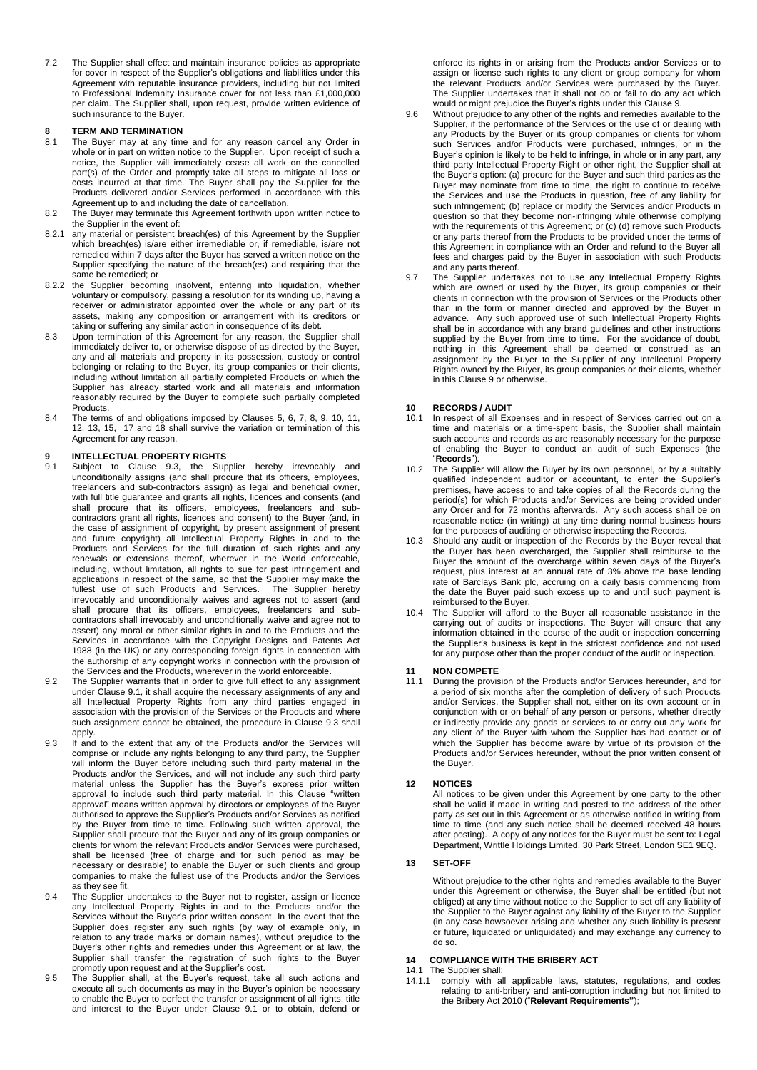7.2 The Supplier shall effect and maintain insurance policies as appropriate for cover in respect of the Supplier's obligations and liabilities under this Agreement with reputable insurance providers, including but not limited to Professional Indemnity Insurance cover for not less than £1,000,000 per claim. The Supplier shall, upon request, provide written evidence of such insurance to the Buyer.

## 8 TERM AND TERMINATION

8.1 The Buyer may at any time and for any reason cancel any Order in whole or in part on written notice to the Supplier. Upon receipt of such a notice, the Supplier will immediately cease all work on the cancelled part(s) of the Order and promptly take all steps to mitigate all loss or costs incurred at that time. The Buyer shall pay the Supplier for the Products delivered and/or Services performed in accordance with this Agreement up to and including the date of cancellation.

8.2 The Buyer may terminate this Agreement forthwith upon written notice to the Supplier in the event of:

8.2.1 any material or persistent breach(es) of this Agreement by the Supplier which breach(es) is/are either irremediable or, if remediable, is/are not remedied within 7 days after the Buyer has served a written notice on the Supplier specifying the nature of the breach(es) and requiring that the same be remedied; or

8.2.2 the Supplier becoming insolvent, entering into liquidation, whether voluntary or compulsory, passing a resolution for its winding up, having a receiver or administrator appointed over the whole or any part of its assets, making any composition or arrangement with its creditors or taking or suffering any similar action in consequence of its debt.

8.3 Upon termination of this Agreement for any reason, the Supplier shall immediately deliver to, or otherwise dispose of as directed by the Buyer, any and all materials and property in its possession, custody or control belonging or relating to the Buyer, its group companies or their clients, including without limitation all partially completed Products on which the Supplier has already started work and all materials and information reasonably required by the Buyer to complete such partially completed Products.

8.4 The terms of and obligations imposed by Clauses 5, 6, 7, 8, 9, 10, 11, 12, 13, 15, 17 and 18 shall survive the variation or termination of this Agreement for any reason.

## 9 INTELLECTUAL PROPERTY RIGHTS

9.1 Subject to Clause 9.3, the Supplier hereby irrevocably and unconditionally assigns (and shall procure that its officers, employees, freelancers and sub-contractors assign) as legal and beneficial owner, with full title guarantee and grants all rights, licences and consents (and shall procure that its officers, employees, freelancers and sub-contractors grant all rights, licences and consent) to the Buyer (and, in the case of assignment of copyright, by present assignment of present and future copyright) all Intellectual Property Rights in and to the Products and Services for the full duration of such rights and any renewals or extensions thereof, wherever in the World enforceable, including, without limitation, all rights to sue for past infringement and applications in respect of the same, so that the Supplier may make the fullest use of such Products and Services. The Supplier hereby irrevocably and unconditionally waives and agrees not to assert (and shall procure that its officers, employees, freelancers and sub-contractors shall irrevocably and unconditionally waive and agree not to assert) any moral or other similar rights in and to the Products and the Services in accordance with the Copyright Designs and Patents Act 1988 (in the UK) or any corresponding foreign rights in connection with the authorship of any copyright works in connection with the provision of the Services and the Products, wherever in the world enforceable.

9.2 The Supplier warrants that in order to give full effect to any assignment under Clause 9.1, it shall acquire the necessary assignments of any and all Intellectual Property Rights from any third parties engaged in association with the provision of the Services or the Products and where such assignment cannot be obtained, the procedure in Clause 9.3 shall apply.

9.3 If and to the extent that any of the Products and/or the Services will comprise or include any rights belonging to any third party, the Supplier will inform the Buyer before including such third party material in the Products and/or the Services, and will not include any such third party material unless the Supplier has the Buyer's express prior written approval to include such third party material. In this Clause "written approval" means written approval by directors or employees of the Buyer authorised to approve the Supplier's Products and/or Services as notified by the Buyer from time to time. Following such written approval, the Supplier shall procure that the Buyer and any of its group companies or clients for whom the relevant Products and/or Services were purchased, shall be licensed (free of charge and for such period as may be necessary or desirable) to enable the Buyer or such clients and group companies to make the fullest use of the Products and/or the Services as they see fit.

9.4 The Supplier undertakes to the Buyer not to register, assign or licence any Intellectual Property Rights in and to the Products and/or the Services without the Buyer's prior written consent. In the event that the Supplier does register any such rights (by way of example only, in relation to any trade marks or domain names), without prejudice to the Buyer's other rights and remedies under this Agreement or at law, the Supplier shall transfer the registration of such rights to the Buyer promptly upon request and at the Supplier's cost.

9.5 The Supplier shall, at the Buyer's request, take all such actions and execute all such documents as may in the Buyer's opinion be necessary to enable the Buyer to perfect the transfer or assignment of all rights, title and interest to the Buyer under Clause 9.1 or to obtain, defend or enforce its rights in or arising from the Products and/or Services or to assign or license such rights to any client or group company for whom the relevant Products and/or Services were purchased by the Buyer. The Supplier undertakes that it shall not do or fail to do any act which would or might prejudice the Buyer's rights under this Clause 9.

9.6 Without prejudice to any other of the rights and remedies available to the Supplier, if the performance of the Services or the use of or dealing with any Products by the Buyer or its group companies or clients for whom such Services and/or Products were purchased, infringes, or in the Buyer's opinion is likely to be held to infringe, in whole or in any part, any third party Intellectual Property Right or other right, the Supplier shall at the Buyer's option: (a) procure for the Buyer and such third parties as the Buyer may nominate from time to time, the right to continue to receive the Services and use the Products in question, free of any liability for such infringement; (b) replace or modify the Services and/or Products in question so that they become non-infringing while otherwise complying with the requirements of this Agreement; or (c) (d) remove such Products or any parts thereof from the Products to be provided under the terms of this Agreement in compliance with an Order and refund to the Buyer all fees and charges paid by the Buyer in association with such Products and any parts thereof.

9.7 The Supplier undertakes not to use any Intellectual Property Rights which are owned or used by the Buyer, its group companies or their clients in connection with the provision of Services or the Products other than in the form or manner directed and approved by the Buyer in advance. Any such approved use of such Intellectual Property Rights shall be in accordance with any brand guidelines and other instructions supplied by the Buyer from time to time. For the avoidance of doubt, nothing in this Agreement shall be deemed or construed as an assignment by the Buyer to the Supplier of any Intellectual Property Rights owned by the Buyer, its group companies or their clients, whether in this Clause 9 or otherwise.

## 10 RECORDS / AUDIT

10.1 In respect of all Expenses and in respect of Services carried out on a time and materials or a time-spent basis, the Supplier shall maintain such accounts and records as are reasonably necessary for the purpose of enabling the Buyer to conduct an audit of such Expenses (the "**Records**").

10.2 The Supplier will allow the Buyer by its own personnel, or by a suitably qualified independent auditor or accountant, to enter the Supplier's premises, have access to and take copies of all the Records during the period(s) for which Products and/or Services are being provided under any Order and for 72 months afterwards. Any such access shall be on reasonable notice (in writing) at any time during normal business hours for the purposes of auditing or otherwise inspecting the Records.

10.3 Should any audit or inspection of the Records by the Buyer reveal that the Buyer has been overcharged, the Supplier shall reimburse to the Buyer the amount of the overcharge within seven days of the Buyer's request, plus interest at an annual rate of 3% above the base lending rate of Barclays Bank plc, accruing on a daily basis commencing from the date the Buyer paid such excess up to and until such payment is reimbursed to the Buyer.

10.4 The Supplier will afford to the Buyer all reasonable assistance in the carrying out of audits or inspections. The Buyer will ensure that any information obtained in the course of the audit or inspection concerning the Supplier's business is kept in the strictest confidence and not used for any purpose other than the proper conduct of the audit or inspection.

## 11 NON COMPETE

11.1 During the provision of the Products and/or Services hereunder, and for a period of six months after the completion of delivery of such Products and/or Services, the Supplier shall not, either on its own account or in conjunction with or on behalf of any person or persons, whether directly or indirectly provide any goods or services to or carry out any work for any client of the Buyer with whom the Supplier has had contact or of which the Supplier has become aware by virtue of its provision of the Products and/or Services hereunder, without the prior written consent of the Buyer.

## 12 NOTICES

All notices to be given under this Agreement by one party to the other shall be valid if made in writing and posted to the address of the other party as set out in this Agreement or as otherwise notified in writing from time to time (and any such notice shall be deemed received 48 hours after posting). A copy of any notices for the Buyer must be sent to: Legal Department, Writtle Holdings Limited, 30 Park Street, London SE1 9EQ.

## 13 SET-OFF

Without prejudice to the other rights and remedies available to the Buyer under this Agreement or otherwise, the Buyer shall be entitled (but not obliged) at any time without notice to the Supplier to set off any liability of the Supplier to the Buyer against any liability of the Buyer to the Supplier (in any case howsoever arising and whether any such liability is present or future, liquidated or unliquidated) and may exchange any currency to do so.

## 14 COMPLIANCE WITH THE BRIBERY ACT

14.1 The Supplier shall:

14.1.1 comply with all applicable laws, statutes, regulations, and codes relating to anti-bribery and anti-corruption including but not limited to the Bribery Act 2010 ("**Relevant Requirements"**);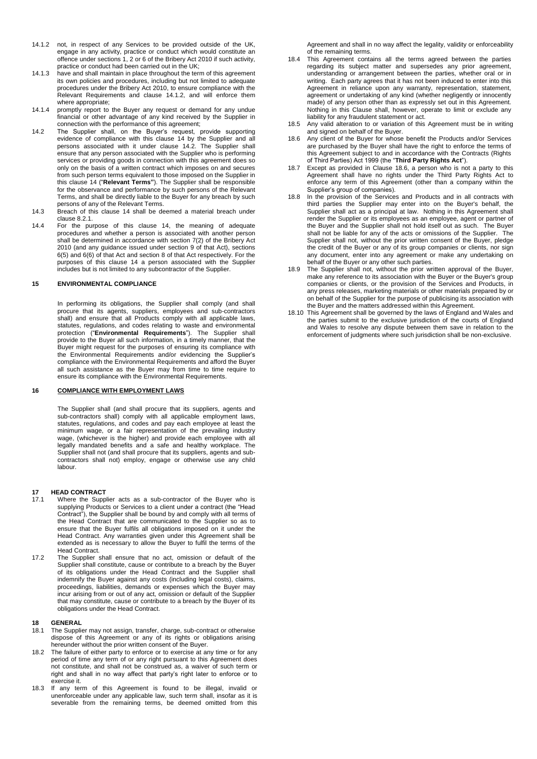14.1.2 not, in respect of any Services to be provided outside of the UK, engage in any activity, practice or conduct which would constitute an offence under sections 1, 2 or 6 of the Bribery Act 2010 if such activity, practice or conduct had been carried out in the UK;

14.1.3 have and shall maintain in place throughout the term of this agreement its own policies and procedures, including but not limited to adequate procedures under the Bribery Act 2010, to ensure compliance with the Relevant Requirements and clause 14.1.2, and will enforce them where appropriate;

14.1.4 promptly report to the Buyer any request or demand for any undue financial or other advantage of any kind received by the Supplier in connection with the performance of this agreement;

14.2 The Supplier shall, on the Buyer's request, provide supporting evidence of compliance with this clause 14 by the Supplier and all persons associated with it under clause 14.2. The Supplier shall ensure that any person associated with the Supplier who is performing services or providing goods in connection with this agreement does so only on the basis of a written contract which imposes on and secures from such person terms equivalent to those imposed on the Supplier in this clause 14 ("**Relevant Terms"**). The Supplier shall be responsible for the observance and performance by such persons of the Relevant Terms, and shall be directly liable to the Buyer for any breach by such persons of any of the Relevant Terms.

14.3 Breach of this clause 14 shall be deemed a material breach under clause 8.2.1.

14.4 For the purpose of this clause 14, the meaning of adequate procedures and whether a person is associated with another person shall be determined in accordance with section 7(2) of the Bribery Act 2010 (and any guidance issued under section 9 of that Act), sections 6(5) and 6(6) of that Act and section 8 of that Act respectively. For the purposes of this clause 14 a person associated with the Supplier includes but is not limited to any subcontractor of the Supplier.

## 15 ENVIRONMENTAL COMPLIANCE

In performing its obligations, the Supplier shall comply (and shall procure that its agents, suppliers, employees and sub-contractors shall) and ensure that all Products comply with all applicable laws, statutes, regulations, and codes relating to waste and environmental protection ("**Environmental Requirements**"). The Supplier shall provide to the Buyer all such information, in a timely manner, that the Buyer might request for the purposes of ensuring its compliance with the Environmental Requirements and/or evidencing the Supplier's compliance with the Environmental Requirements and afford the Buyer all such assistance as the Buyer may from time to time require to ensure its compliance with the Environmental Requirements.

## 16 COMPLIANCE WITH EMPLOYMENT LAWS

The Supplier shall (and shall procure that its suppliers, agents and sub-contractors shall) comply with all applicable employment laws, statutes, regulations, and codes and pay each employee at least the minimum wage, or a fair representation of the prevailing industry wage, (whichever is the higher) and provide each employee with all legally mandated benefits and a safe and healthy workplace. The Supplier shall not (and shall procure that its suppliers, agents and sub-contractors shall not) employ, engage or otherwise use any child labour.

## 17 HEAD CONTRACT

17.1 Where the Supplier acts as a sub-contractor of the Buyer who is supplying Products or Services to a client under a contract (the "Head Contract"), the Supplier shall be bound by and comply with all terms of the Head Contract that are communicated to the Supplier so as to ensure that the Buyer fulfils all obligations imposed on it under the Head Contract. Any warranties given under this Agreement shall be extended as is necessary to allow the Buyer to fulfil the terms of the Head Contract.

17.2 The Supplier shall ensure that no act, omission or default of the Supplier shall constitute, cause or contribute to a breach by the Buyer of its obligations under the Head Contract and the Supplier shall indemnify the Buyer against any costs (including legal costs), claims, proceedings, liabilities, demands or expenses which the Buyer may incur arising from or out of any act, omission or default of the Supplier that may constitute, cause or contribute to a breach by the Buyer of its obligations under the Head Contract.

## 18 GENERAL

18.1 The Supplier may not assign, transfer, charge, sub-contract or otherwise dispose of this Agreement or any of its rights or obligations arising hereunder without the prior written consent of the Buyer.

18.2 The failure of either party to enforce or to exercise at any time or for any period of time any term of or any right pursuant to this Agreement does not constitute, and shall not be construed as, a waiver of such term or right and shall in no way affect that party's right later to enforce or to exercise it.

18.3 If any term of this Agreement is found to be illegal, invalid or unenforceable under any applicable law, such term shall, insofar as it is severable from the remaining terms, be deemed omitted from this Agreement and shall in no way affect the legality, validity or enforceability of the remaining terms.

18.4 This Agreement contains all the terms agreed between the parties regarding its subject matter and supersedes any prior agreement, understanding or arrangement between the parties, whether oral or in writing. Each party agrees that it has not been induced to enter into this Agreement in reliance upon any warranty, representation, statement, agreement or undertaking of any kind (whether negligently or innocently made) of any person other than as expressly set out in this Agreement. Nothing in this Clause shall, however, operate to limit or exclude any liability for any fraudulent statement or act.

18.5 Any valid alteration to or variation of this Agreement must be in writing and signed on behalf of the Buyer.

18.6 Any client of the Buyer for whose benefit the Products and/or Services are purchased by the Buyer shall have the right to enforce the terms of this Agreement subject to and in accordance with the Contracts (Rights of Third Parties) Act 1999 (the "**Third Party Rights Act**").

18.7 Except as provided in Clause 18.6, a person who is not a party to this Agreement shall have no rights under the Third Party Rights Act to enforce any term of this Agreement (other than a company within the Supplier's group of companies).

18.8 In the provision of the Services and Products and in all contracts with third parties the Supplier may enter into on the Buyer's behalf, the Supplier shall act as a principal at law. Nothing in this Agreement shall render the Supplier or its employees as an employee, agent or partner of the Buyer and the Supplier shall not hold itself out as such. The Buyer shall not be liable for any of the acts or omissions of the Supplier. The Supplier shall not, without the prior written consent of the Buyer, pledge the credit of the Buyer or any of its group companies or clients, nor sign any document, enter into any agreement or make any undertaking on behalf of the Buyer or any other such parties.

18.9 The Supplier shall not, without the prior written approval of the Buyer, make any reference to its association with the Buyer or the Buyer's group companies or clients, or the provision of the Services and Products, in any press releases, marketing materials or other materials prepared by or on behalf of the Supplier for the purpose of publicising its association with the Buyer and the matters addressed within this Agreement.

18.10 This Agreement shall be governed by the laws of England and Wales and the parties submit to the exclusive jurisdiction of the courts of England and Wales to resolve any dispute between them save in relation to the enforcement of judgments where such jurisdiction shall be non-exclusive.